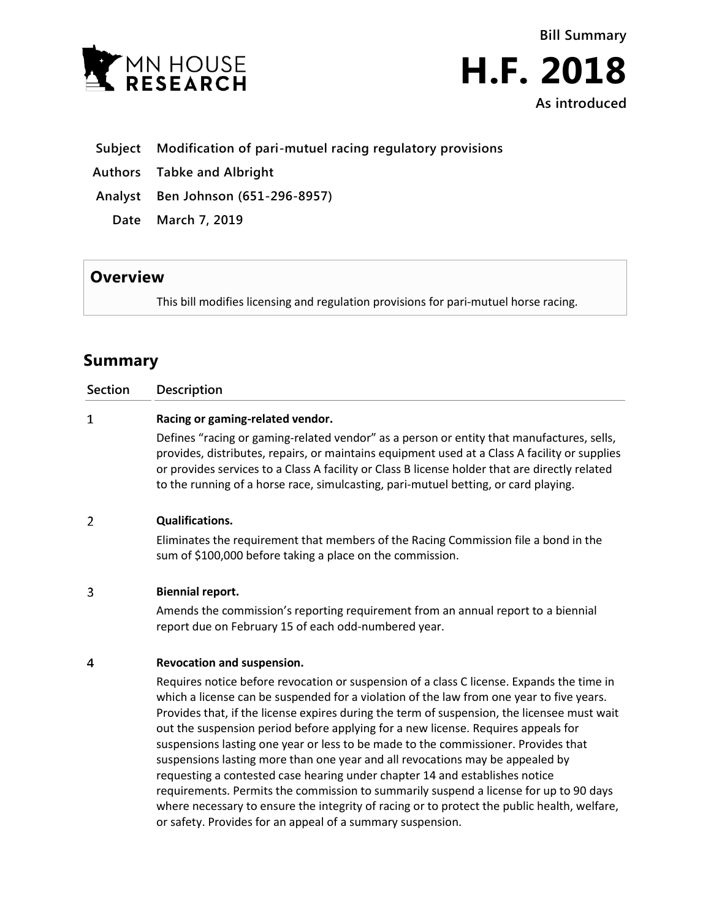MN HOUSE RESEARCH

# Bill Summary

# H.F. 2018

**As introduced**

| | |
|---|---|
| **Subject** | **Modification of pari-mutuel racing regulatory provisions** |
| **Authors** | **Tabke and Albright** |
| **Analyst** | **Ben Johnson (651-296-8957)** |
| **Date** | **March 7, 2019** |

## Overview

This bill modifies licensing and regulation provisions for pari-mutuel horse racing.

## Summary

| Section | Description |
|---|---|
| 1 | **Racing or gaming-related vendor.**<br><br>Defines "racing or gaming-related vendor" as a person or entity that manufactures, sells, provides, distributes, repairs, or maintains equipment used at a Class A facility or supplies or provides services to a Class A facility or Class B license holder that are directly related to the running of a horse race, simulcasting, pari-mutuel betting, or card playing. |
| 2 | **Qualifications.**<br><br>Eliminates the requirement that members of the Racing Commission file a bond in the sum of $100,000 before taking a place on the commission. |
| 3 | **Biennial report.**<br><br>Amends the commission's reporting requirement from an annual report to a biennial report due on February 15 of each odd-numbered year. |
| 4 | **Revocation and suspension.**<br><br>Requires notice before revocation or suspension of a class C license. Expands the time in which a license can be suspended for a violation of the law from one year to five years. Provides that, if the license expires during the term of suspension, the licensee must wait out the suspension period before applying for a new license. Requires appeals for suspensions lasting one year or less to be made to the commissioner. Provides that suspensions lasting more than one year and all revocations may be appealed by requesting a contested case hearing under chapter 14 and establishes notice requirements. Permits the commission to summarily suspend a license for up to 90 days where necessary to ensure the integrity of racing or to protect the public health, welfare, or safety. Provides for an appeal of a summary suspension. |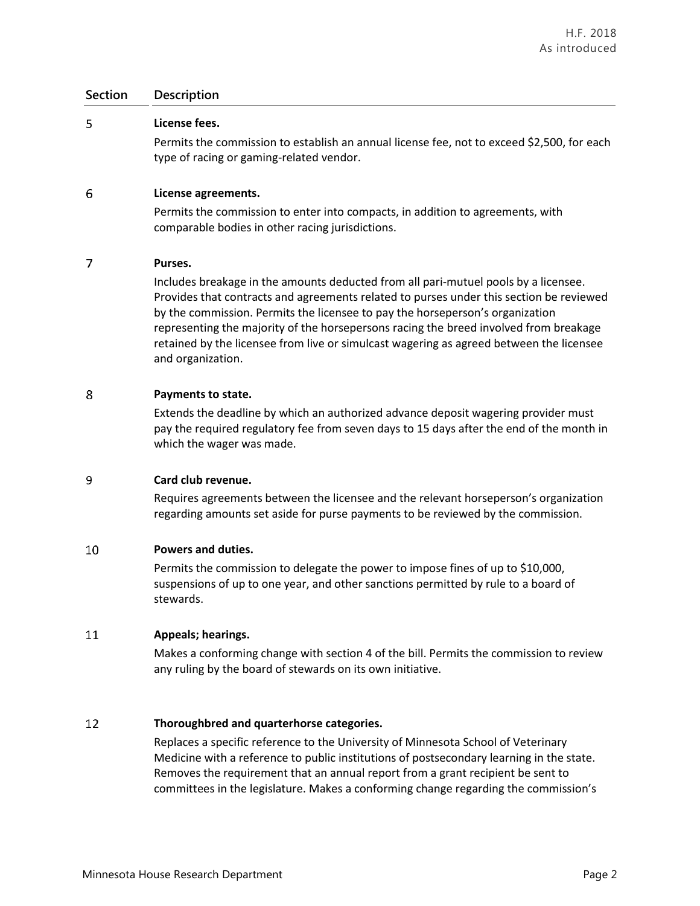| Section | Description |
|---|---|
| 5 | **License fees.**<br>Permits the commission to establish an annual license fee, not to exceed $2,500, for each type of racing or gaming-related vendor. |
| 6 | **License agreements.**<br>Permits the commission to enter into compacts, in addition to agreements, with comparable bodies in other racing jurisdictions. |
| 7 | **Purses.**<br>Includes breakage in the amounts deducted from all pari-mutuel pools by a licensee. Provides that contracts and agreements related to purses under this section be reviewed by the commission. Permits the licensee to pay the horseperson's organization representing the majority of the horsepersons racing the breed involved from breakage retained by the licensee from live or simulcast wagering as agreed between the licensee and organization. |
| 8 | **Payments to state.**<br>Extends the deadline by which an authorized advance deposit wagering provider must pay the required regulatory fee from seven days to 15 days after the end of the month in which the wager was made. |
| 9 | **Card club revenue.**<br>Requires agreements between the licensee and the relevant horseperson's organization regarding amounts set aside for purse payments to be reviewed by the commission. |
| 10 | **Powers and duties.**<br>Permits the commission to delegate the power to impose fines of up to $10,000, suspensions of up to one year, and other sanctions permitted by rule to a board of stewards. |
| 11 | **Appeals; hearings.**<br>Makes a conforming change with section 4 of the bill. Permits the commission to review any ruling by the board of stewards on its own initiative. |
| 12 | **Thoroughbred and quarterhorse categories.**<br>Replaces a specific reference to the University of Minnesota School of Veterinary Medicine with a reference to public institutions of postsecondary learning in the state. Removes the requirement that an annual report from a grant recipient be sent to committees in the legislature. Makes a conforming change regarding the commission's |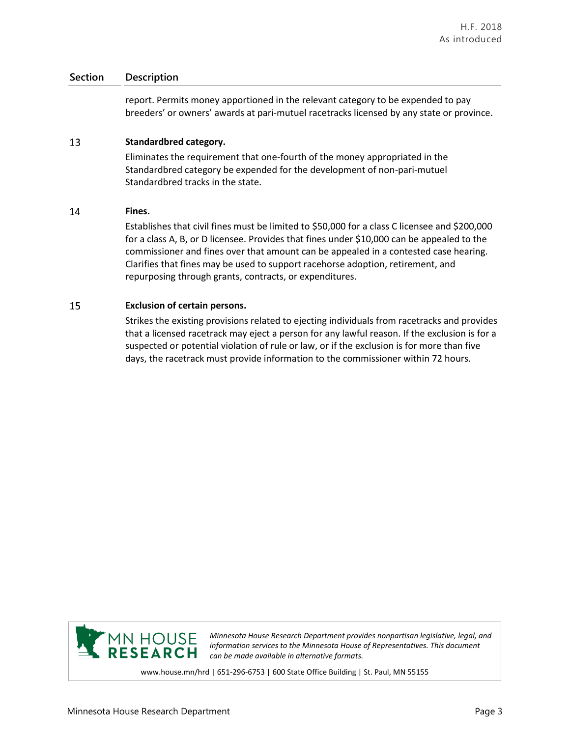| Section | Description |
|---|---|
| | report. Permits money apportioned in the relevant category to be expended to pay breeders' or owners' awards at pari-mutuel racetracks licensed by any state or province. |
| 13 | **Standardbred category.**<br>Eliminates the requirement that one-fourth of the money appropriated in the Standardbred category be expended for the development of non-pari-mutuel Standardbred tracks in the state. |
| 14 | **Fines.**<br>Establishes that civil fines must be limited to $50,000 for a class C licensee and $200,000 for a class A, B, or D licensee. Provides that fines under $10,000 can be appealed to the commissioner and fines over that amount can be appealed in a contested case hearing. Clarifies that fines may be used to support racehorse adoption, retirement, and repurposing through grants, contracts, or expenditures. |
| 15 | **Exclusion of certain persons.**<br>Strikes the existing provisions related to ejecting individuals from racetracks and provides that a licensed racetrack may eject a person for any lawful reason. If the exclusion is for a suspected or potential violation of rule or law, or if the exclusion is for more than five days, the racetrack must provide information to the commissioner within 72 hours. |

MN HOUSE RESEARCH

*Minnesota House Research Department provides nonpartisan legislative, legal, and information services to the Minnesota House of Representatives. This document can be made available in alternative formats.*

www.house.mn/hrd | 651-296-6753 | 600 State Office Building | St. Paul, MN 55155